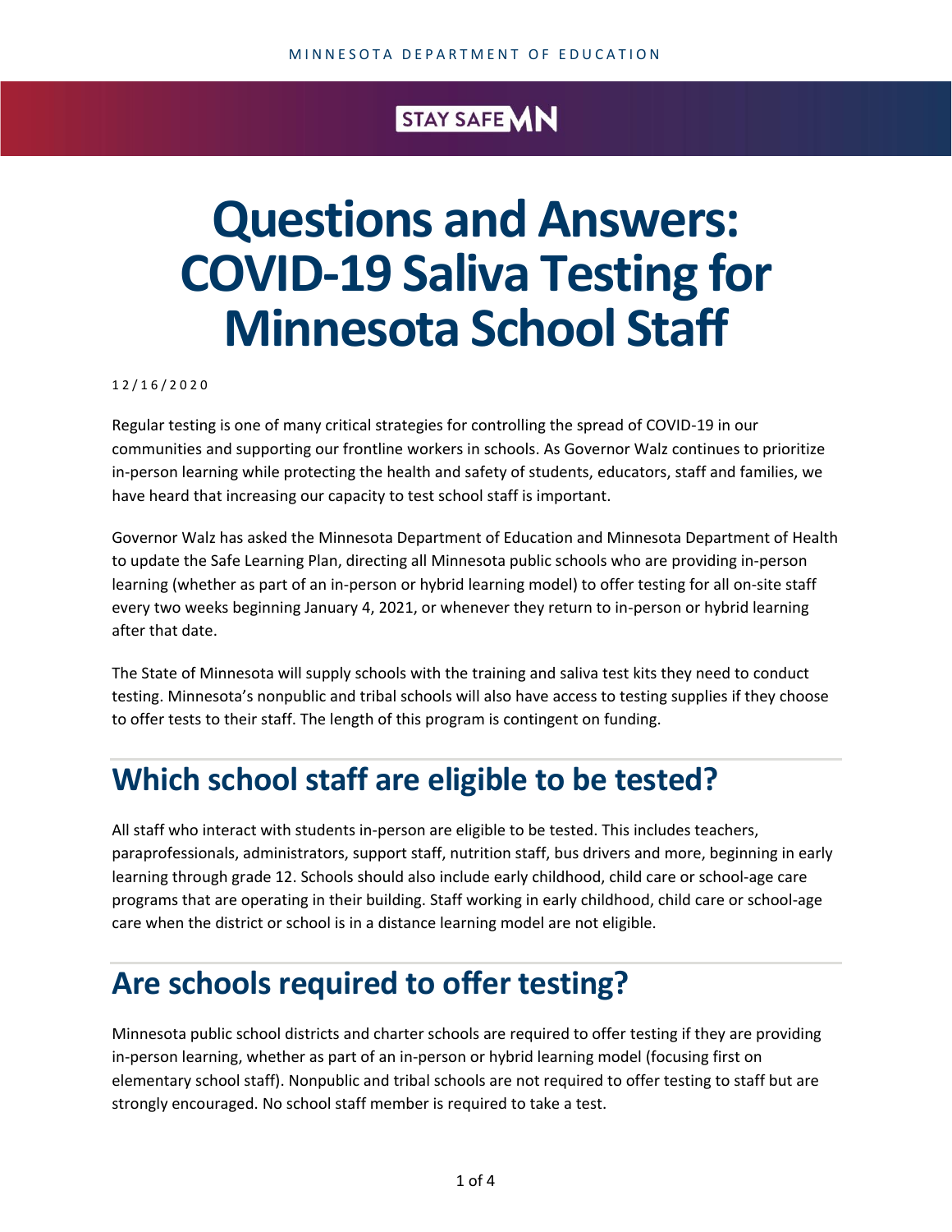# Questions and Answers: COVID-19 Saliva Testing for Minnesota School Staff

12/16/2020

Regular testing is one of many critical strategies for controlling the spread of COVID-19 in our communities and supporting our frontline workers in schools. As Governor Walz continues to prioritize in-person learning while protecting the health and safety of students, educators, staff and families, we have heard that increasing our capacity to test school staff is important.

Governor Walz has asked the Minnesota Department of Education and Minnesota Department of Health to update the Safe Learning Plan, directing all Minnesota public schools who are providing in-person learning (whether as part of an in-person or hybrid learning model) to offer testing for all on-site staff every two weeks beginning January 4, 2021, or whenever they return to in-person or hybrid learning after that date.

The State of Minnesota will supply schools with the training and saliva test kits they need to conduct testing. Minnesota's nonpublic and tribal schools will also have access to testing supplies if they choose to offer tests to their staff. The length of this program is contingent on funding.

## Which school staff are eligible to be tested?

All staff who interact with students in-person are eligible to be tested. This includes teachers, paraprofessionals, administrators, support staff, nutrition staff, bus drivers and more, beginning in early learning through grade 12. Schools should also include early childhood, child care or school-age care programs that are operating in their building. Staff working in early childhood, child care or school-age care when the district or school is in a distance learning model are not eligible.

## Are schools required to offer testing?

Minnesota public school districts and charter schools are required to offer testing if they are providing in-person learning, whether as part of an in-person or hybrid learning model (focusing first on elementary school staff). Nonpublic and tribal schools are not required to offer testing to staff but are strongly encouraged. No school staff member is required to take a test.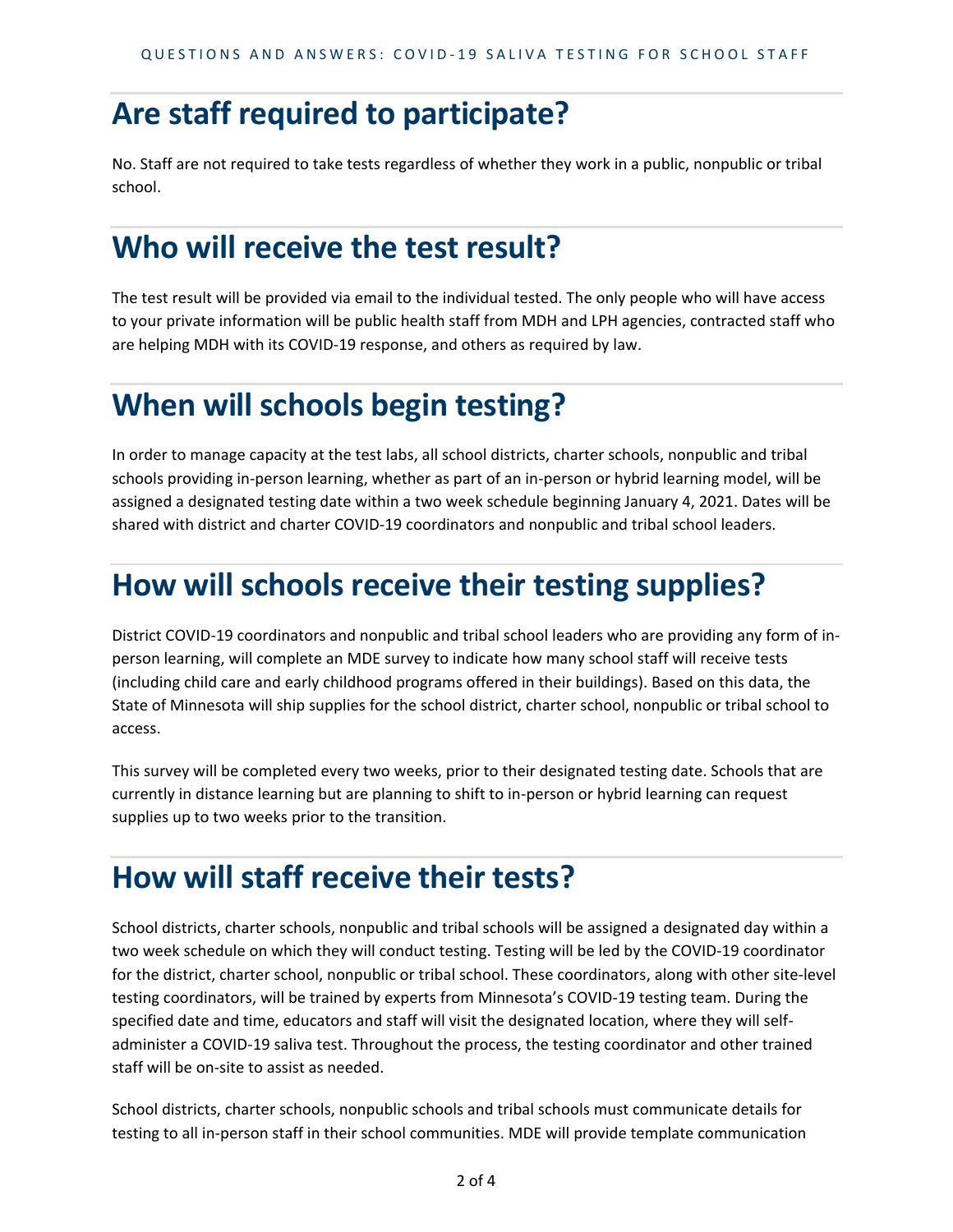# Are staff required to participate?

No. Staff are not required to take tests regardless of whether they work in a public, nonpublic or tribal school.

# Who will receive the test result?

The test result will be provided via email to the individual tested. The only people who will have access to your private information will be public health staff from MDH and LPH agencies, contracted staff who are helping MDH with its COVID-19 response, and others as required by law.

# When will schools begin testing?

In order to manage capacity at the test labs, all school districts, charter schools, nonpublic and tribal schools providing in-person learning, whether as part of an in-person or hybrid learning model, will be assigned a designated testing date within a two week schedule beginning January 4, 2021. Dates will be shared with district and charter COVID-19 coordinators and nonpublic and tribal school leaders.

# How will schools receive their testing supplies?

District COVID-19 coordinators and nonpublic and tribal school leaders who are providing any form of in-person learning, will complete an MDE survey to indicate how many school staff will receive tests (including child care and early childhood programs offered in their buildings). Based on this data, the State of Minnesota will ship supplies for the school district, charter school, nonpublic or tribal school to access.

This survey will be completed every two weeks, prior to their designated testing date. Schools that are currently in distance learning but are planning to shift to in-person or hybrid learning can request supplies up to two weeks prior to the transition.

# How will staff receive their tests?

School districts, charter schools, nonpublic and tribal schools will be assigned a designated day within a two week schedule on which they will conduct testing. Testing will be led by the COVID-19 coordinator for the district, charter school, nonpublic or tribal school. These coordinators, along with other site-level testing coordinators, will be trained by experts from Minnesota's COVID-19 testing team. During the specified date and time, educators and staff will visit the designated location, where they will self-administer a COVID-19 saliva test. Throughout the process, the testing coordinator and other trained staff will be on-site to assist as needed.

School districts, charter schools, nonpublic schools and tribal schools must communicate details for testing to all in-person staff in their school communities. MDE will provide template communication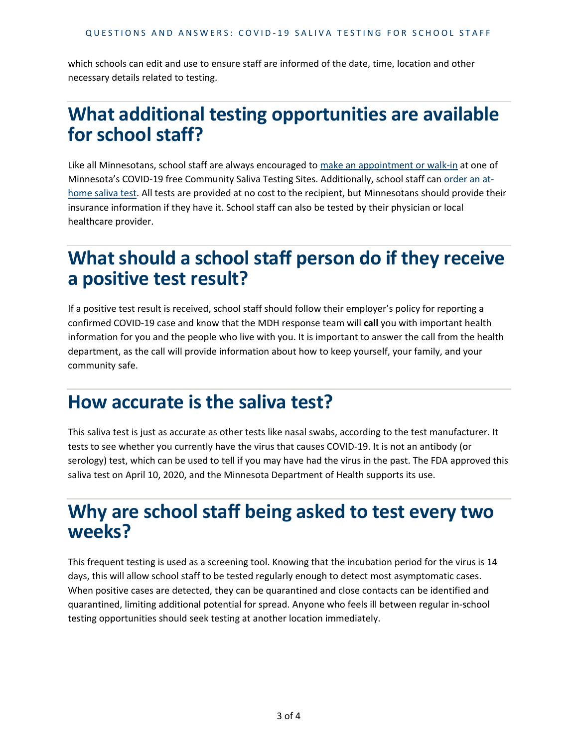which schools can edit and use to ensure staff are informed of the date, time, location and other necessary details related to testing.

## What additional testing opportunities are available for school staff?

Like all Minnesotans, school staff are always encouraged to make an appointment or walk-in at one of Minnesota's COVID-19 free Community Saliva Testing Sites. Additionally, school staff can order an at-home saliva test. All tests are provided at no cost to the recipient, but Minnesotans should provide their insurance information if they have it. School staff can also be tested by their physician or local healthcare provider.

## What should a school staff person do if they receive a positive test result?

If a positive test result is received, school staff should follow their employer's policy for reporting a confirmed COVID-19 case and know that the MDH response team will **call** you with important health information for you and the people who live with you. It is important to answer the call from the health department, as the call will provide information about how to keep yourself, your family, and your community safe.

## How accurate is the saliva test?

This saliva test is just as accurate as other tests like nasal swabs, according to the test manufacturer. It tests to see whether you currently have the virus that causes COVID-19. It is not an antibody (or serology) test, which can be used to tell if you may have had the virus in the past. The FDA approved this saliva test on April 10, 2020, and the Minnesota Department of Health supports its use.

## Why are school staff being asked to test every two weeks?

This frequent testing is used as a screening tool. Knowing that the incubation period for the virus is 14 days, this will allow school staff to be tested regularly enough to detect most asymptomatic cases. When positive cases are detected, they can be quarantined and close contacts can be identified and quarantined, limiting additional potential for spread. Anyone who feels ill between regular in-school testing opportunities should seek testing at another location immediately.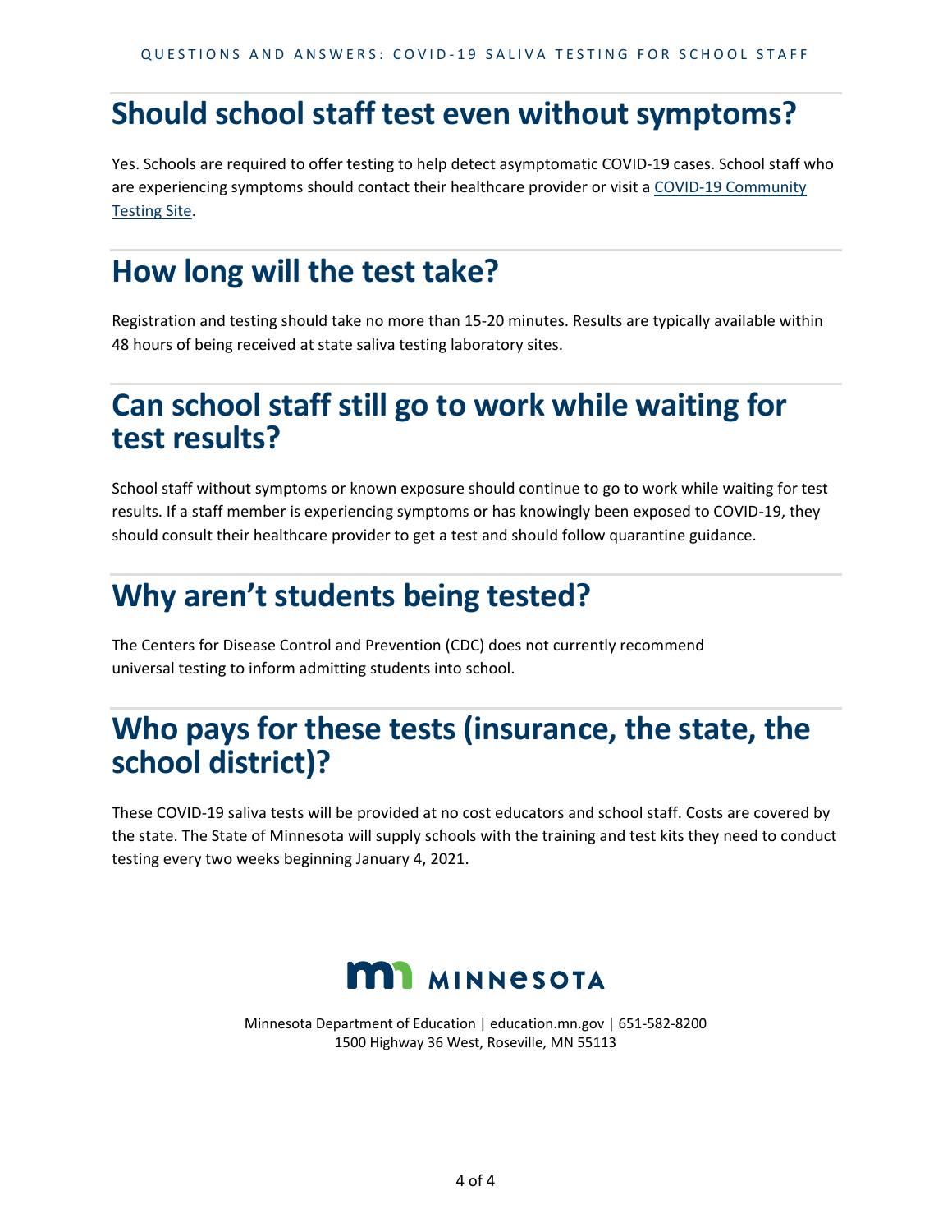## Should school staff test even without symptoms?

Yes. Schools are required to offer testing to help detect asymptomatic COVID-19 cases. School staff who are experiencing symptoms should contact their healthcare provider or visit a COVID-19 Community Testing Site.

## How long will the test take?

Registration and testing should take no more than 15-20 minutes. Results are typically available within 48 hours of being received at state saliva testing laboratory sites.

## Can school staff still go to work while waiting for test results?

School staff without symptoms or known exposure should continue to go to work while waiting for test results. If a staff member is experiencing symptoms or has knowingly been exposed to COVID-19, they should consult their healthcare provider to get a test and should follow quarantine guidance.

## Why aren't students being tested?

The Centers for Disease Control and Prevention (CDC) does not currently recommend universal testing to inform admitting students into school.

## Who pays for these tests (insurance, the state, the school district)?

These COVID-19 saliva tests will be provided at no cost educators and school staff. Costs are covered by the state. The State of Minnesota will supply schools with the training and test kits they need to conduct testing every two weeks beginning January 4, 2021.

MINNESOTA

Minnesota Department of Education | education.mn.gov | 651-582-8200
1500 Highway 36 West, Roseville, MN 55113